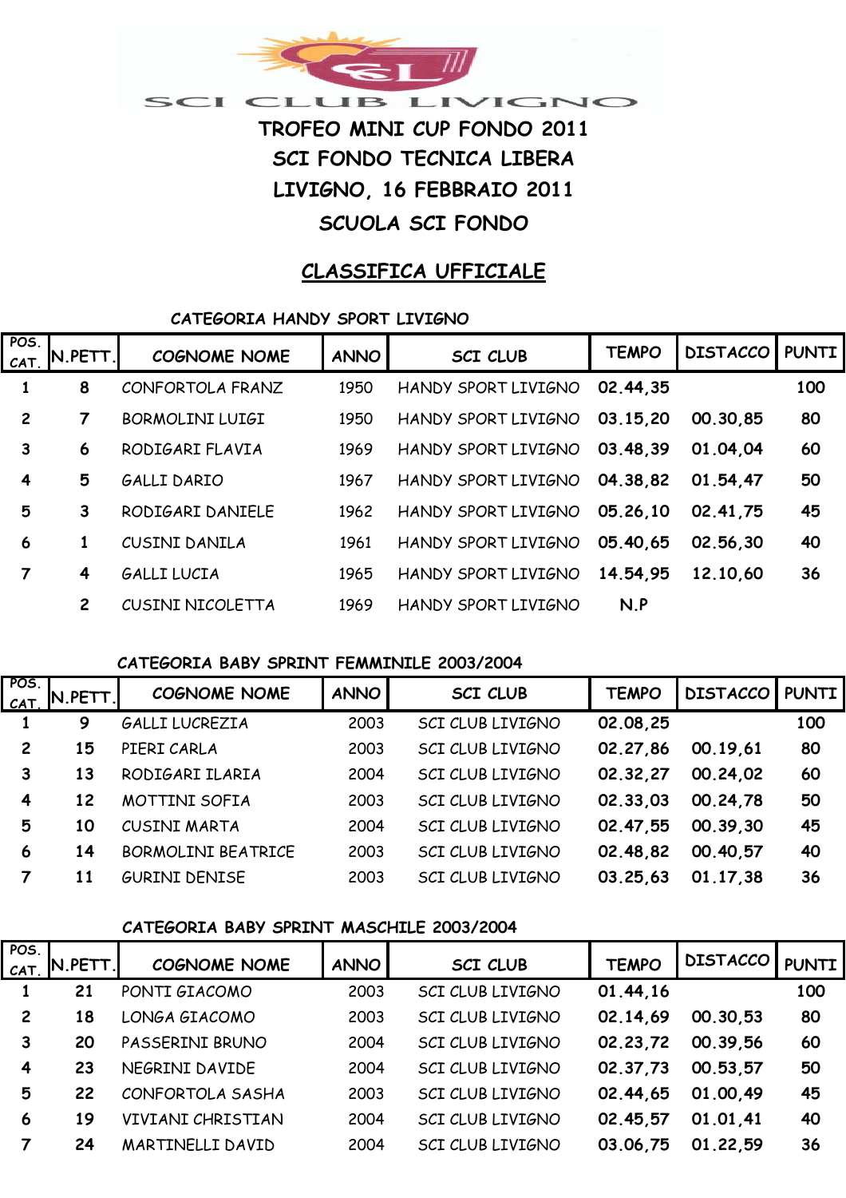SCI CLUB LIVIGNO

# TROFEO MINI CUP FONDO 2011

## SCI FONDO TECNICA LIBERA

## LIVIGNO, 16 FEBBRAIO 2011

## SCUOLA SCI FONDO

## CLASSIFICA UFFICIALE

### CATEGORIA HANDY SPORT LIVIGNO

| POS. CAT. | N.PETT. | COGNOME NOME | ANNO | SCI CLUB | TEMPO | DISTACCO | PUNTI |
|---|---|---|---|---|---|---|---|
| 1 | 8 | CONFORTOLA FRANZ | 1950 | HANDY SPORT LIVIGNO | 02.44,35 | | 100 |
| 2 | 7 | BORMOLINI LUIGI | 1950 | HANDY SPORT LIVIGNO | 03.15,20 | 00.30,85 | 80 |
| 3 | 6 | RODIGARI FLAVIA | 1969 | HANDY SPORT LIVIGNO | 03.48,39 | 01.04,04 | 60 |
| 4 | 5 | GALLI DARIO | 1967 | HANDY SPORT LIVIGNO | 04.38,82 | 01.54,47 | 50 |
| 5 | 3 | RODIGARI DANIELE | 1962 | HANDY SPORT LIVIGNO | 05.26,10 | 02.41,75 | 45 |
| 6 | 1 | CUSINI DANILA | 1961 | HANDY SPORT LIVIGNO | 05.40,65 | 02.56,30 | 40 |
| 7 | 4 | GALLI LUCIA | 1965 | HANDY SPORT LIVIGNO | 14.54,95 | 12.10,60 | 36 |
| | 2 | CUSINI NICOLETTA | 1969 | HANDY SPORT LIVIGNO | N.P | | |

### CATEGORIA BABY SPRINT FEMMINILE 2003/2004

| POS. CAT. | N.PETT. | COGNOME NOME | ANNO | SCI CLUB | TEMPO | DISTACCO | PUNTI |
|---|---|---|---|---|---|---|---|
| 1 | 9 | GALLI LUCREZIA | 2003 | SCI CLUB LIVIGNO | 02.08,25 | | 100 |
| 2 | 15 | PIERI CARLA | 2003 | SCI CLUB LIVIGNO | 02.27,86 | 00.19,61 | 80 |
| 3 | 13 | RODIGARI ILARIA | 2004 | SCI CLUB LIVIGNO | 02.32,27 | 00.24,02 | 60 |
| 4 | 12 | MOTTINI SOFIA | 2003 | SCI CLUB LIVIGNO | 02.33,03 | 00.24,78 | 50 |
| 5 | 10 | CUSINI MARTA | 2004 | SCI CLUB LIVIGNO | 02.47,55 | 00.39,30 | 45 |
| 6 | 14 | BORMOLINI BEATRICE | 2003 | SCI CLUB LIVIGNO | 02.48,82 | 00.40,57 | 40 |
| 7 | 11 | GURINI DENISE | 2003 | SCI CLUB LIVIGNO | 03.25,63 | 01.17,38 | 36 |

### CATEGORIA BABY SPRINT MASCHILE 2003/2004

| POS. CAT. | N.PETT. | COGNOME NOME | ANNO | SCI CLUB | TEMPO | DISTACCO | PUNTI |
|---|---|---|---|---|---|---|---|
| 1 | 21 | PONTI GIACOMO | 2003 | SCI CLUB LIVIGNO | 01.44,16 | | 100 |
| 2 | 18 | LONGA GIACOMO | 2003 | SCI CLUB LIVIGNO | 02.14,69 | 00.30,53 | 80 |
| 3 | 20 | PASSERINI BRUNO | 2004 | SCI CLUB LIVIGNO | 02.23,72 | 00.39,56 | 60 |
| 4 | 23 | NEGRINI DAVIDE | 2004 | SCI CLUB LIVIGNO | 02.37,73 | 00.53,57 | 50 |
| 5 | 22 | CONFORTOLA SASHA | 2003 | SCI CLUB LIVIGNO | 02.44,65 | 01.00,49 | 45 |
| 6 | 19 | VIVIANI CHRISTIAN | 2004 | SCI CLUB LIVIGNO | 02.45,57 | 01.01,41 | 40 |
| 7 | 24 | MARTINELLI DAVID | 2004 | SCI CLUB LIVIGNO | 03.06,75 | 01.22,59 | 36 |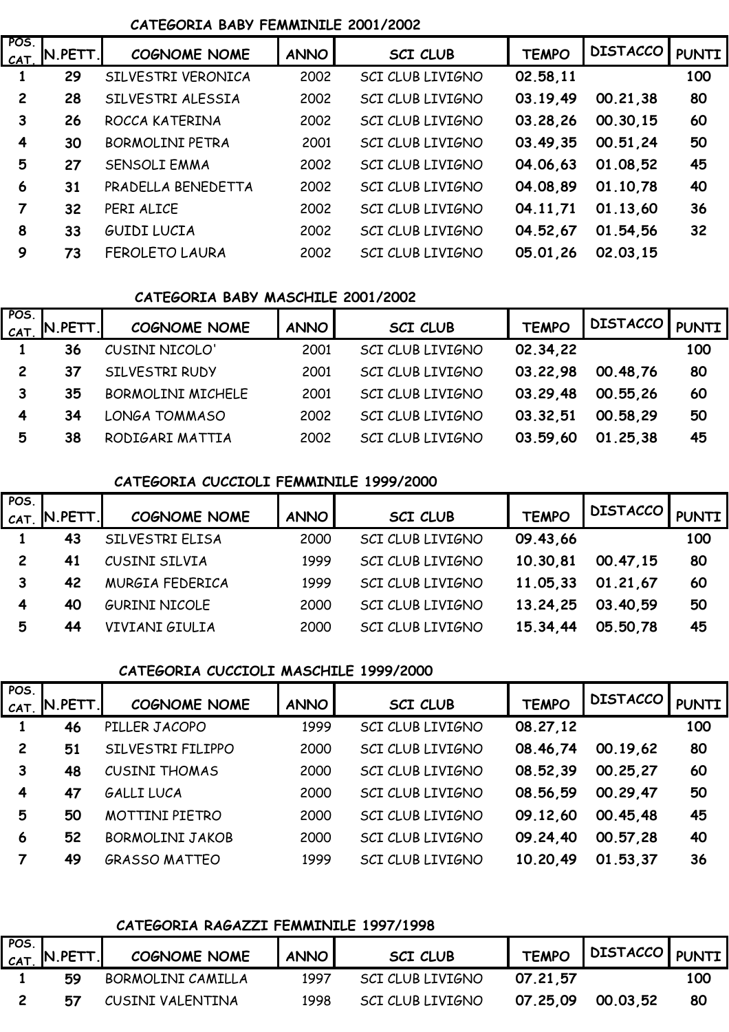### CATEGORIA BABY FEMMINILE 2001/2002

| POS. CAT. | N.PETT. | COGNOME NOME | ANNO | SCI CLUB | TEMPO | DISTACCO | PUNTI |
|---|---|---|---|---|---|---|---|
| 1 | 29 | SILVESTRI VERONICA | 2002 | SCI CLUB LIVIGNO | 02.58,11 | | 100 |
| 2 | 28 | SILVESTRI ALESSIA | 2002 | SCI CLUB LIVIGNO | 03.19,49 | 00.21,38 | 80 |
| 3 | 26 | ROCCA KATERINA | 2002 | SCI CLUB LIVIGNO | 03.28,26 | 00.30,15 | 60 |
| 4 | 30 | BORMOLINI PETRA | 2001 | SCI CLUB LIVIGNO | 03.49,35 | 00.51,24 | 50 |
| 5 | 27 | SENSOLI EMMA | 2002 | SCI CLUB LIVIGNO | 04.06,63 | 01.08,52 | 45 |
| 6 | 31 | PRADELLA BENEDETTA | 2002 | SCI CLUB LIVIGNO | 04.08,89 | 01.10,78 | 40 |
| 7 | 32 | PERI ALICE | 2002 | SCI CLUB LIVIGNO | 04.11,71 | 01.13,60 | 36 |
| 8 | 33 | GUIDI LUCIA | 2002 | SCI CLUB LIVIGNO | 04.52,67 | 01.54,56 | 32 |
| 9 | 73 | FEROLETO LAURA | 2002 | SCI CLUB LIVIGNO | 05.01,26 | 02.03,15 | |

### CATEGORIA BABY MASCHILE 2001/2002

| POS. CAT. | N.PETT. | COGNOME NOME | ANNO | SCI CLUB | TEMPO | DISTACCO | PUNTI |
|---|---|---|---|---|---|---|---|
| 1 | 36 | CUSINI NICOLO' | 2001 | SCI CLUB LIVIGNO | 02.34,22 | | 100 |
| 2 | 37 | SILVESTRI RUDY | 2001 | SCI CLUB LIVIGNO | 03.22,98 | 00.48,76 | 80 |
| 3 | 35 | BORMOLINI MICHELE | 2001 | SCI CLUB LIVIGNO | 03.29,48 | 00.55,26 | 60 |
| 4 | 34 | LONGA TOMMASO | 2002 | SCI CLUB LIVIGNO | 03.32,51 | 00.58,29 | 50 |
| 5 | 38 | RODIGARI MATTIA | 2002 | SCI CLUB LIVIGNO | 03.59,60 | 01.25,38 | 45 |

### CATEGORIA CUCCIOLI FEMMINILE 1999/2000

| POS. CAT. | N.PETT. | COGNOME NOME | ANNO | SCI CLUB | TEMPO | DISTACCO | PUNTI |
|---|---|---|---|---|---|---|---|
| 1 | 43 | SILVESTRI ELISA | 2000 | SCI CLUB LIVIGNO | 09.43,66 | | 100 |
| 2 | 41 | CUSINI SILVIA | 1999 | SCI CLUB LIVIGNO | 10.30,81 | 00.47,15 | 80 |
| 3 | 42 | MURGIA FEDERICA | 1999 | SCI CLUB LIVIGNO | 11.05,33 | 01.21,67 | 60 |
| 4 | 40 | GURINI NICOLE | 2000 | SCI CLUB LIVIGNO | 13.24,25 | 03.40,59 | 50 |
| 5 | 44 | VIVIANI GIULIA | 2000 | SCI CLUB LIVIGNO | 15.34,44 | 05.50,78 | 45 |

### CATEGORIA CUCCIOLI MASCHILE 1999/2000

| POS. CAT. | N.PETT. | COGNOME NOME | ANNO | SCI CLUB | TEMPO | DISTACCO | PUNTI |
|---|---|---|---|---|---|---|---|
| 1 | 46 | PILLER JACOPO | 1999 | SCI CLUB LIVIGNO | 08.27,12 | | 100 |
| 2 | 51 | SILVESTRI FILIPPO | 2000 | SCI CLUB LIVIGNO | 08.46,74 | 00.19,62 | 80 |
| 3 | 48 | CUSINI THOMAS | 2000 | SCI CLUB LIVIGNO | 08.52,39 | 00.25,27 | 60 |
| 4 | 47 | GALLI LUCA | 2000 | SCI CLUB LIVIGNO | 08.56,59 | 00.29,47 | 50 |
| 5 | 50 | MOTTINI PIETRO | 2000 | SCI CLUB LIVIGNO | 09.12,60 | 00.45,48 | 45 |
| 6 | 52 | BORMOLINI JAKOB | 2000 | SCI CLUB LIVIGNO | 09.24,40 | 00.57,28 | 40 |
| 7 | 49 | GRASSO MATTEO | 1999 | SCI CLUB LIVIGNO | 10.20,49 | 01.53,37 | 36 |

### CATEGORIA RAGAZZI FEMMINILE 1997/1998

| POS. CAT. | N.PETT. | COGNOME NOME | ANNO | SCI CLUB | TEMPO | DISTACCO | PUNTI |
|---|---|---|---|---|---|---|---|
| 1 | 59 | BORMOLINI CAMILLA | 1997 | SCI CLUB LIVIGNO | 07.21,57 | | 100 |
| 2 | 57 | CUSINI VALENTINA | 1998 | SCI CLUB LIVIGNO | 07.25,09 | 00.03,52 | 80 |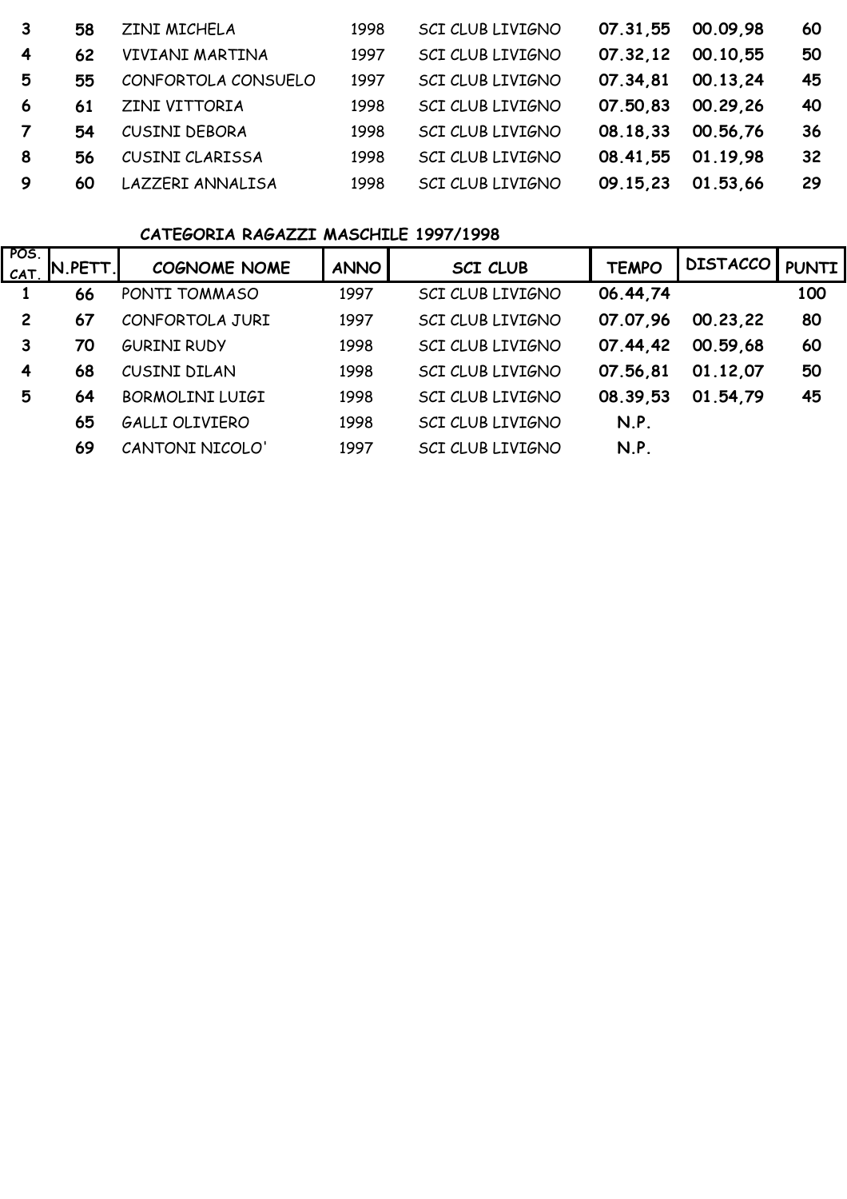| | | | | | | | |
|---|---|---|---|---|---|---|---|
| 3 | 58 | ZINI MICHELA | 1998 | SCI CLUB LIVIGNO | 07.31,55 | 00.09,98 | 60 |
| 4 | 62 | VIVIANI MARTINA | 1997 | SCI CLUB LIVIGNO | 07.32,12 | 00.10,55 | 50 |
| 5 | 55 | CONFORTOLA CONSUELO | 1997 | SCI CLUB LIVIGNO | 07.34,81 | 00.13,24 | 45 |
| 6 | 61 | ZINI VITTORIA | 1998 | SCI CLUB LIVIGNO | 07.50,83 | 00.29,26 | 40 |
| 7 | 54 | CUSINI DEBORA | 1998 | SCI CLUB LIVIGNO | 08.18,33 | 00.56,76 | 36 |
| 8 | 56 | CUSINI CLARISSA | 1998 | SCI CLUB LIVIGNO | 08.41,55 | 01.19,98 | 32 |
| 9 | 60 | LAZZERI ANNALISA | 1998 | SCI CLUB LIVIGNO | 09.15,23 | 01.53,66 | 29 |

### CATEGORIA RAGAZZI MASCHILE 1997/1998

| POS. CAT. | N.PETT. | COGNOME NOME | ANNO | SCI CLUB | TEMPO | DISTACCO | PUNTI |
|---|---|---|---|---|---|---|---|
| 1 | 66 | PONTI TOMMASO | 1997 | SCI CLUB LIVIGNO | 06.44,74 | | 100 |
| 2 | 67 | CONFORTOLA JURI | 1997 | SCI CLUB LIVIGNO | 07.07,96 | 00.23,22 | 80 |
| 3 | 70 | GURINI RUDY | 1998 | SCI CLUB LIVIGNO | 07.44,42 | 00.59,68 | 60 |
| 4 | 68 | CUSINI DILAN | 1998 | SCI CLUB LIVIGNO | 07.56,81 | 01.12,07 | 50 |
| 5 | 64 | BORMOLINI LUIGI | 1998 | SCI CLUB LIVIGNO | 08.39,53 | 01.54,79 | 45 |
| | 65 | GALLI OLIVIERO | 1998 | SCI CLUB LIVIGNO | N.P. | | |
| | 69 | CANTONI NICOLO' | 1997 | SCI CLUB LIVIGNO | N.P. | | |